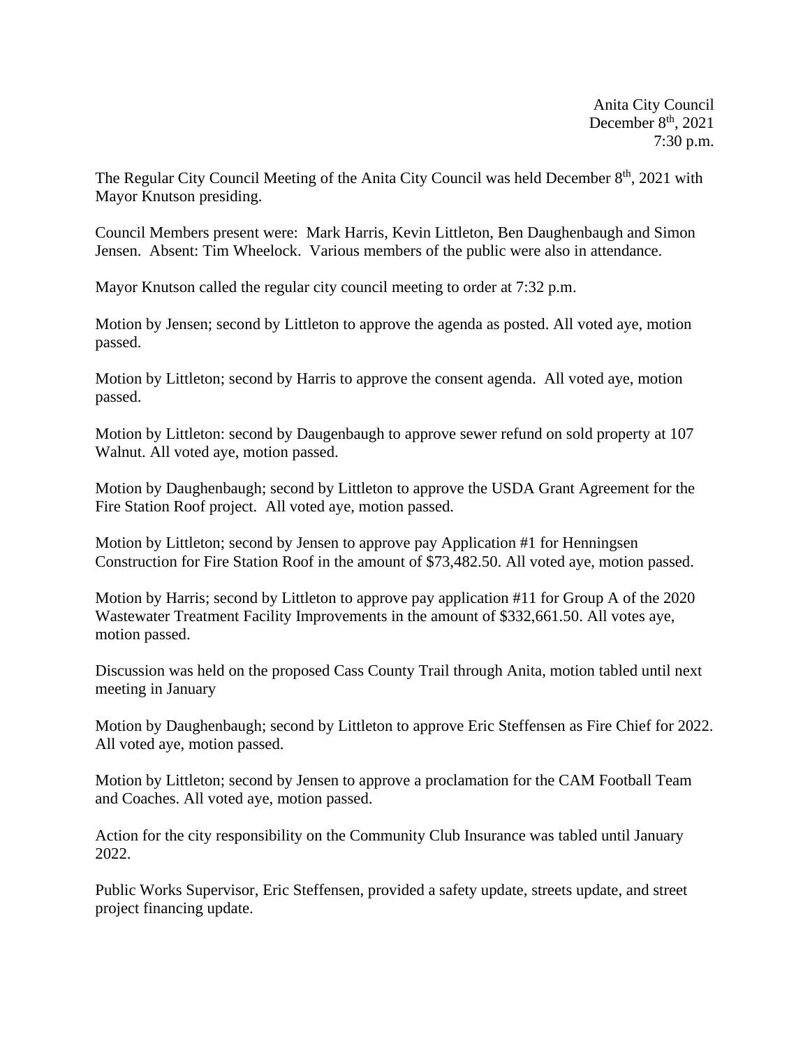Anita City Council
December 8th, 2021
7:30 p.m.

The Regular City Council Meeting of the Anita City Council was held December 8th, 2021 with Mayor Knutson presiding.

Council Members present were: Mark Harris, Kevin Littleton, Ben Daughenbaugh and Simon Jensen. Absent: Tim Wheelock. Various members of the public were also in attendance.

Mayor Knutson called the regular city council meeting to order at 7:32 p.m.

Motion by Jensen; second by Littleton to approve the agenda as posted. All voted aye, motion passed.

Motion by Littleton; second by Harris to approve the consent agenda. All voted aye, motion passed.

Motion by Littleton: second by Daugenbaugh to approve sewer refund on sold property at 107 Walnut. All voted aye, motion passed.

Motion by Daughenbaugh; second by Littleton to approve the USDA Grant Agreement for the Fire Station Roof project. All voted aye, motion passed.

Motion by Littleton; second by Jensen to approve pay Application #1 for Henningsen Construction for Fire Station Roof in the amount of $73,482.50. All voted aye, motion passed.

Motion by Harris; second by Littleton to approve pay application #11 for Group A of the 2020 Wastewater Treatment Facility Improvements in the amount of $332,661.50. All votes aye, motion passed.

Discussion was held on the proposed Cass County Trail through Anita, motion tabled until next meeting in January

Motion by Daughenbaugh; second by Littleton to approve Eric Steffensen as Fire Chief for 2022. All voted aye, motion passed.

Motion by Littleton; second by Jensen to approve a proclamation for the CAM Football Team and Coaches. All voted aye, motion passed.

Action for the city responsibility on the Community Club Insurance was tabled until January 2022.

Public Works Supervisor, Eric Steffensen, provided a safety update, streets update, and street project financing update.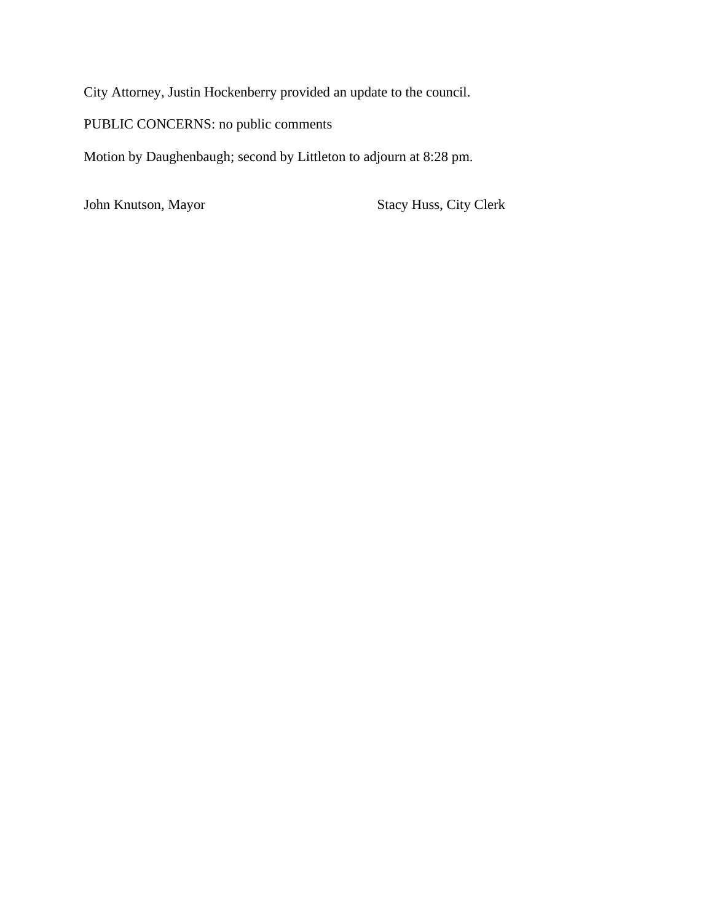City Attorney, Justin Hockenberry provided an update to the council.

PUBLIC CONCERNS: no public comments

Motion by Daughenbaugh; second by Littleton to adjourn at 8:28 pm.

John Knutson, Mayor                                        Stacy Huss, City Clerk